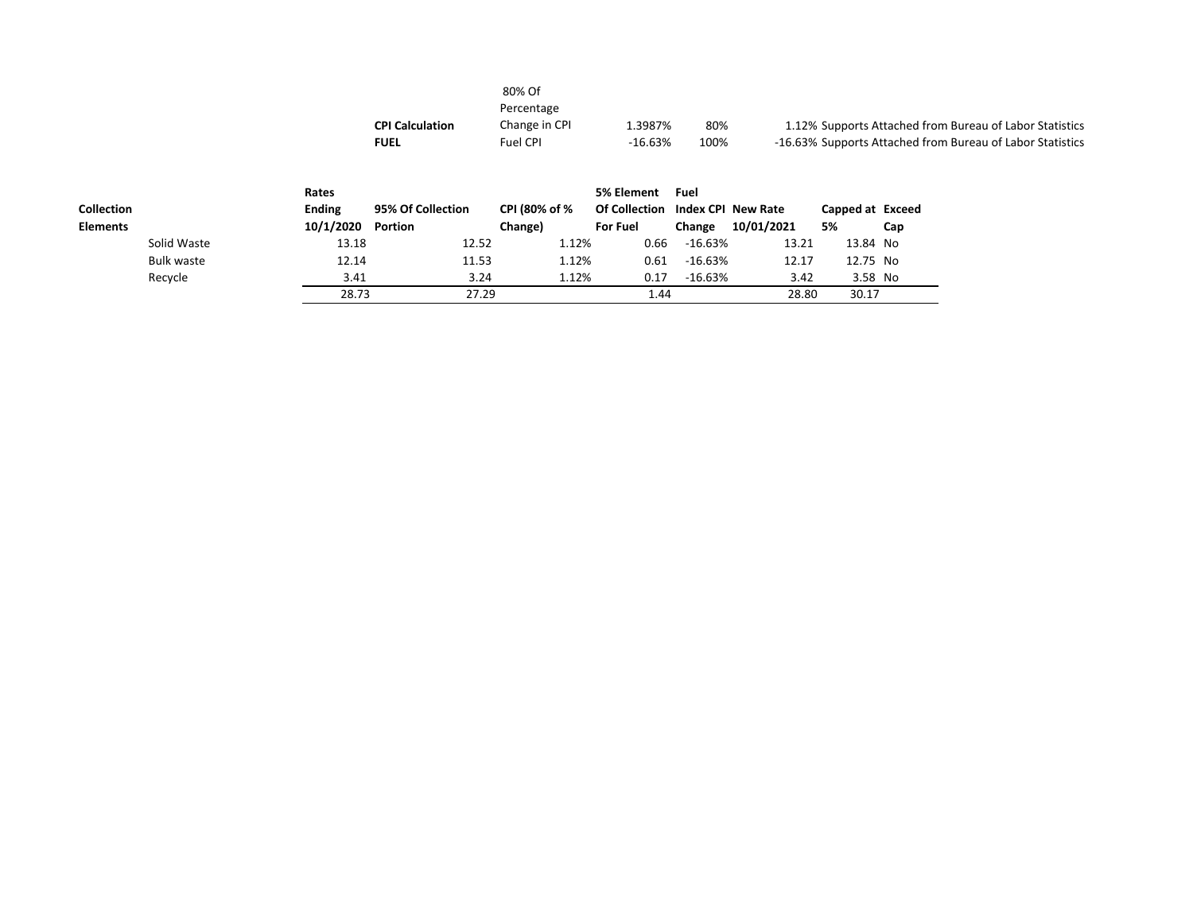| | 80% Of Percentage | | | |
|---|---|---|---|---|
| **CPI Calculation** | Change in CPI | 1.3987% | 80% | 1.12% Supports Attached from Bureau of Labor Statistics |
| **FUEL** | Fuel CPI | -16.63% | 100% | -16.63% Supports Attached from Bureau of Labor Statistics |

| **Collection Elements** | | **Rates Ending 10/1/2020** | **95% Of Collection Portion** | **CPI (80% of % Change)** | **5% Element Of Collection For Fuel** | **Fuel Index CPI Change** | **New Rate 10/01/2021** | **Capped at 5%** | **Exceed Cap** |
|---|---|---|---|---|---|---|---|---|---|
| | Solid Waste | 13.18 | 12.52 | 1.12% | 0.66 | -16.63% | 13.21 | 13.84 | No |
| | Bulk waste | 12.14 | 11.53 | 1.12% | 0.61 | -16.63% | 12.17 | 12.75 | No |
| | Recycle | 3.41 | 3.24 | 1.12% | 0.17 | -16.63% | 3.42 | 3.58 | No |
| | | 28.73 | 27.29 | | 1.44 | | 28.80 | 30.17 | |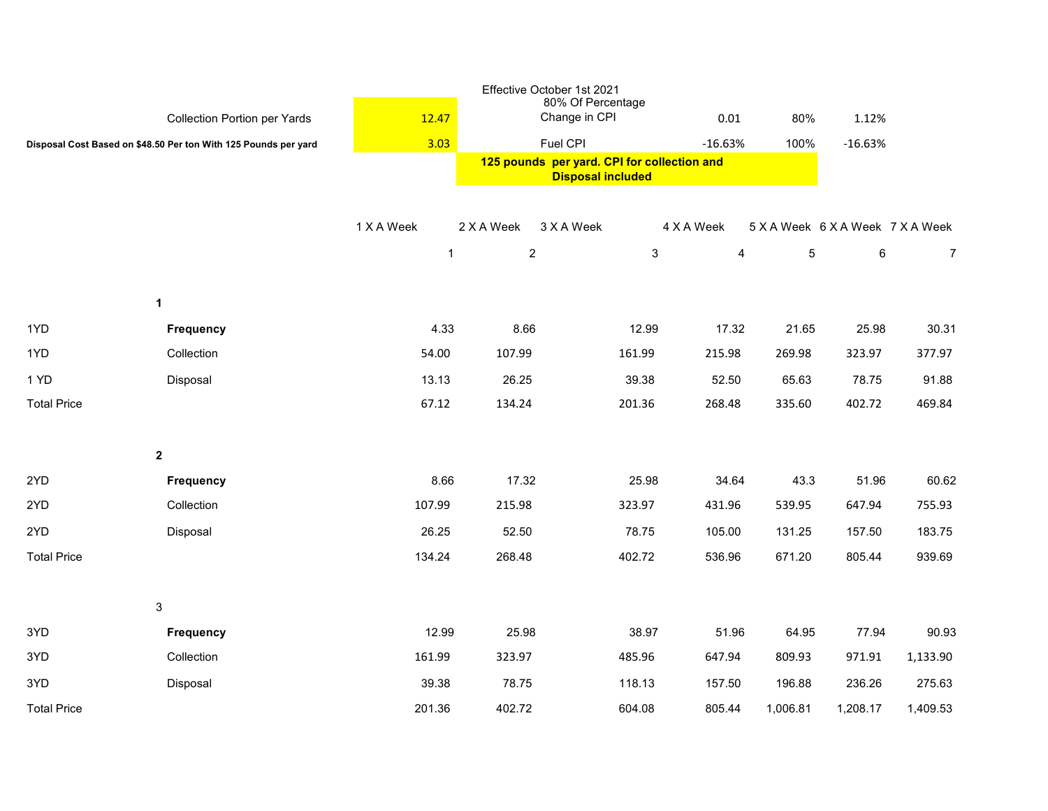Effective October 1st 2021

| | | | | | |
|---|---|---|---|---|---|
| Collection Portion per Yards | 12.47 | 80% Of Percentage Change in CPI | 0.01 | 80% | 1.12% |
| Disposal Cost Based on $48.50 Per ton With 125 Pounds per yard | 3.03 | Fuel CPI | -16.63% | 100% | -16.63% |

**125 pounds per yard. CPI for collection and Disposal included**

| | | 1 X A Week | 2 X A Week | 3 X A Week | 4 X A Week | 5 X A Week | 6 X A Week | 7 X A Week |
|---|---|---|---|---|---|---|---|---|
| | | 1 | 2 | 3 | 4 | 5 | 6 | 7 |
| | **1** | | | | | | | |
| 1YD | **Frequency** | 4.33 | 8.66 | 12.99 | 17.32 | 21.65 | 25.98 | 30.31 |
| 1YD | Collection | 54.00 | 107.99 | 161.99 | 215.98 | 269.98 | 323.97 | 377.97 |
| 1 YD | Disposal | 13.13 | 26.25 | 39.38 | 52.50 | 65.63 | 78.75 | 91.88 |
| Total Price | | 67.12 | 134.24 | 201.36 | 268.48 | 335.60 | 402.72 | 469.84 |
| | **2** | | | | | | | |
| 2YD | **Frequency** | 8.66 | 17.32 | 25.98 | 34.64 | 43.3 | 51.96 | 60.62 |
| 2YD | Collection | 107.99 | 215.98 | 323.97 | 431.96 | 539.95 | 647.94 | 755.93 |
| 2YD | Disposal | 26.25 | 52.50 | 78.75 | 105.00 | 131.25 | 157.50 | 183.75 |
| Total Price | | 134.24 | 268.48 | 402.72 | 536.96 | 671.20 | 805.44 | 939.69 |
| | 3 | | | | | | | |
| 3YD | **Frequency** | 12.99 | 25.98 | 38.97 | 51.96 | 64.95 | 77.94 | 90.93 |
| 3YD | Collection | 161.99 | 323.97 | 485.96 | 647.94 | 809.93 | 971.91 | 1,133.90 |
| 3YD | Disposal | 39.38 | 78.75 | 118.13 | 157.50 | 196.88 | 236.26 | 275.63 |
| Total Price | | 201.36 | 402.72 | 604.08 | 805.44 | 1,006.81 | 1,208.17 | 1,409.53 |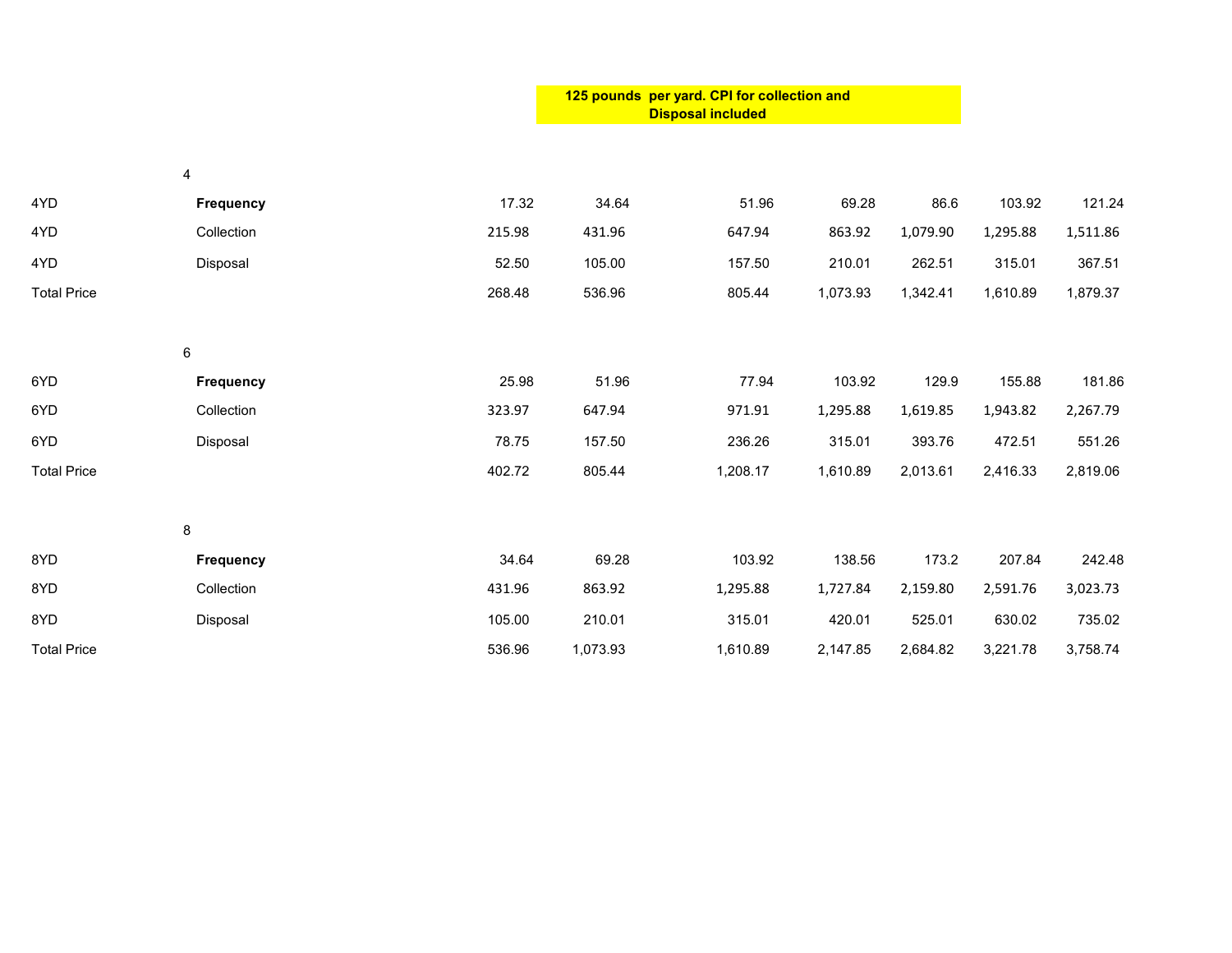**125 pounds per yard. CPI for collection and Disposal included**

| | 4 | | | | | | | |
|---|---|---|---|---|---|---|---|---|
| 4YD | **Frequency** | 17.32 | 34.64 | 51.96 | 69.28 | 86.6 | 103.92 | 121.24 |
| 4YD | Collection | 215.98 | 431.96 | 647.94 | 863.92 | 1,079.90 | 1,295.88 | 1,511.86 |
| 4YD | Disposal | 52.50 | 105.00 | 157.50 | 210.01 | 262.51 | 315.01 | 367.51 |
| Total Price | | 268.48 | 536.96 | 805.44 | 1,073.93 | 1,342.41 | 1,610.89 | 1,879.37 |
| | | | | | | | | |
| | 6 | | | | | | | |
| 6YD | **Frequency** | 25.98 | 51.96 | 77.94 | 103.92 | 129.9 | 155.88 | 181.86 |
| 6YD | Collection | 323.97 | 647.94 | 971.91 | 1,295.88 | 1,619.85 | 1,943.82 | 2,267.79 |
| 6YD | Disposal | 78.75 | 157.50 | 236.26 | 315.01 | 393.76 | 472.51 | 551.26 |
| Total Price | | 402.72 | 805.44 | 1,208.17 | 1,610.89 | 2,013.61 | 2,416.33 | 2,819.06 |
| | | | | | | | | |
| | 8 | | | | | | | |
| 8YD | **Frequency** | 34.64 | 69.28 | 103.92 | 138.56 | 173.2 | 207.84 | 242.48 |
| 8YD | Collection | 431.96 | 863.92 | 1,295.88 | 1,727.84 | 2,159.80 | 2,591.76 | 3,023.73 |
| 8YD | Disposal | 105.00 | 210.01 | 315.01 | 420.01 | 525.01 | 630.02 | 735.02 |
| Total Price | | 536.96 | 1,073.93 | 1,610.89 | 2,147.85 | 2,684.82 | 3,221.78 | 3,758.74 |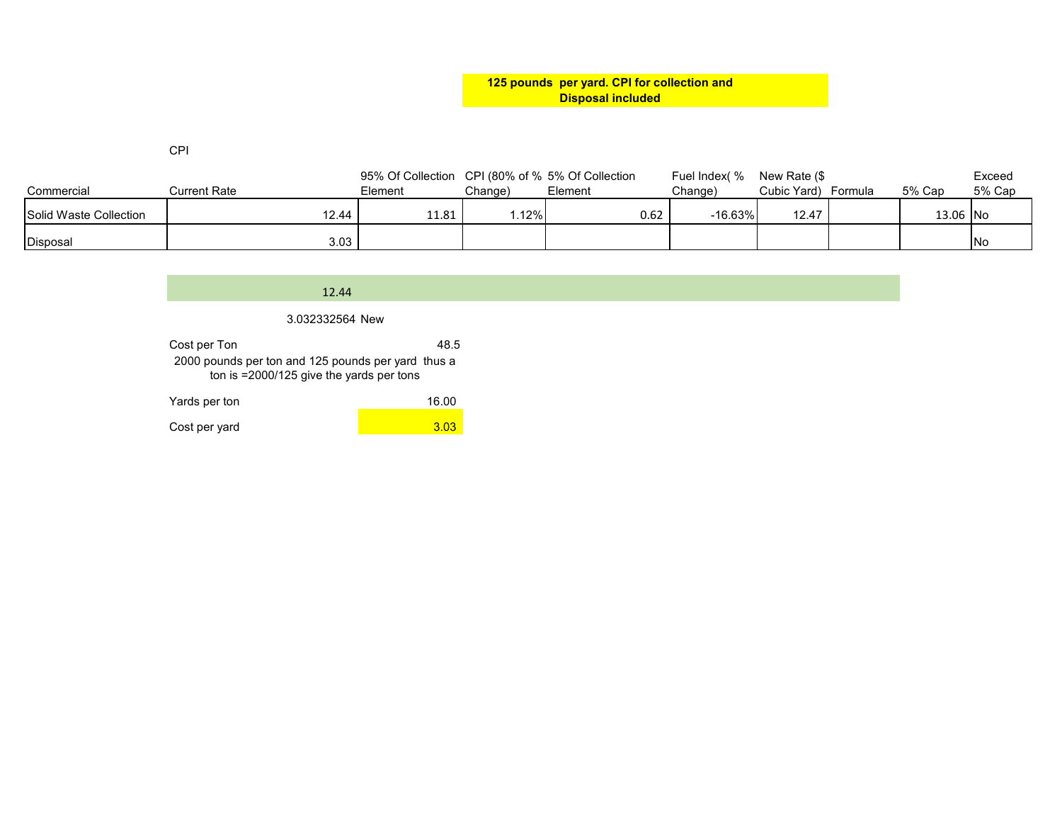**125 pounds per yard. CPI for collection and Disposal included**

CPI

| Commercial | Current Rate | 95% Of Collection Element | CPI (80% of % Change) | 5% Of Collection Element | Fuel Index( % Change) | New Rate ($ Cubic Yard) | Formula | 5% Cap | Exceed 5% Cap |
|---|---|---|---|---|---|---|---|---|---|
| Solid Waste Collection | 12.44 | 11.81 | 1.12% | 0.62 | -16.63% | 12.47 | | 13.06 | No |
| Disposal | 3.03 | | | | | | | | No |

12.44

3.032332564 New

| | |
|---|---|
| Cost per Ton | 48.5 |
| 2000 pounds per ton and 125 pounds per yard thus a ton is =2000/125 give the yards per tons | |
| Yards per ton | 16.00 |
| Cost per yard | 3.03 |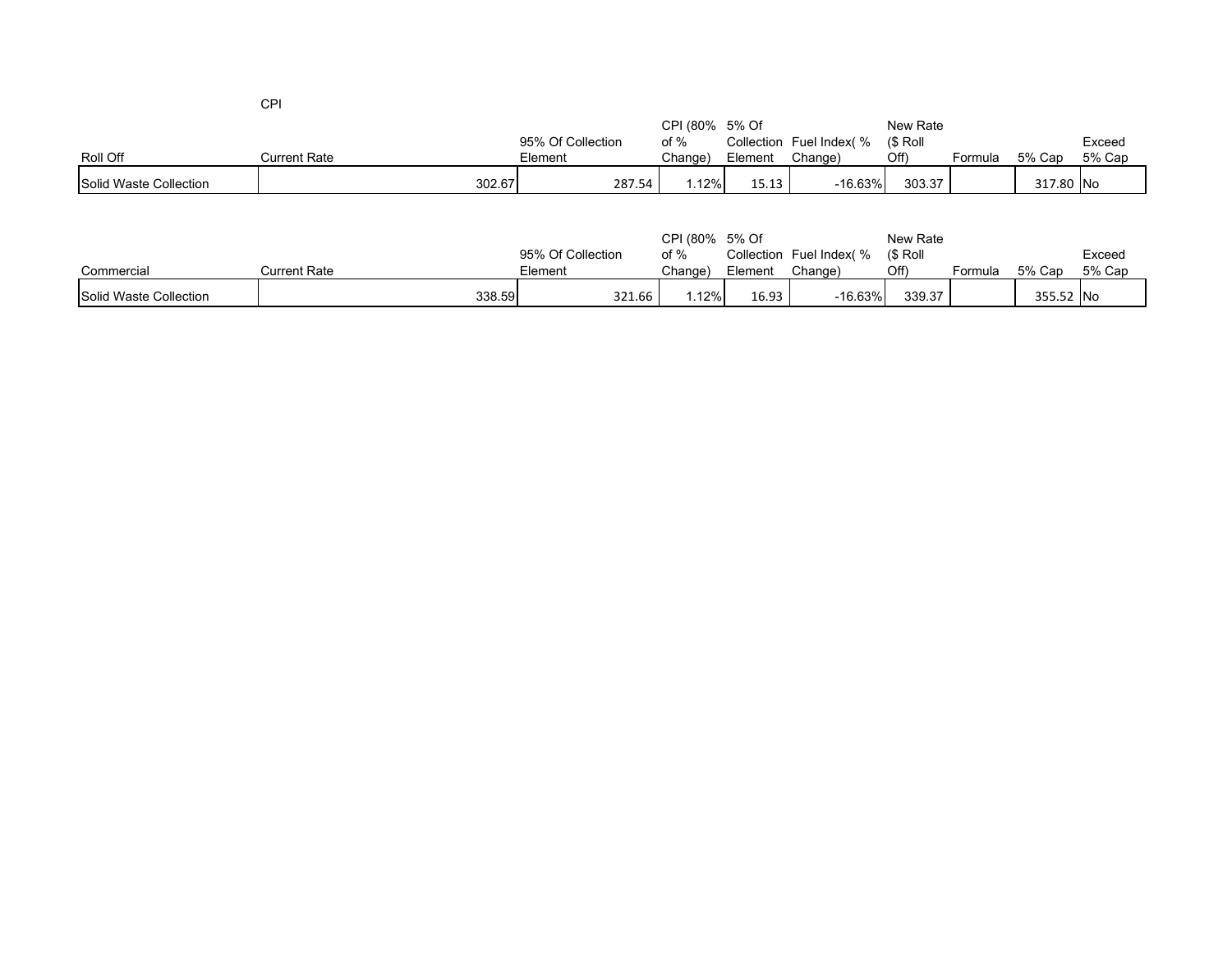CPI

| Roll Off | Current Rate | 95% Of Collection Element | CPI (80% of % Change) | 5% Of Collection Element | Fuel Index( % Change) | New Rate ($ Roll Off) | Formula | 5% Cap | Exceed 5% Cap |
|---|---|---|---|---|---|---|---|---|---|
| Solid Waste Collection | 302.67 | 287.54 | 1.12% | 15.13 | -16.63% | 303.37 | | 317.80 | No |

| Commercial | Current Rate | 95% Of Collection Element | CPI (80% of % Change) | 5% Of Collection Element | Fuel Index( % Change) | New Rate ($ Roll Off) | Formula | 5% Cap | Exceed 5% Cap |
|---|---|---|---|---|---|---|---|---|---|
| Solid Waste Collection | 338.59 | 321.66 | 1.12% | 16.93 | -16.63% | 339.37 | | 355.52 | No |